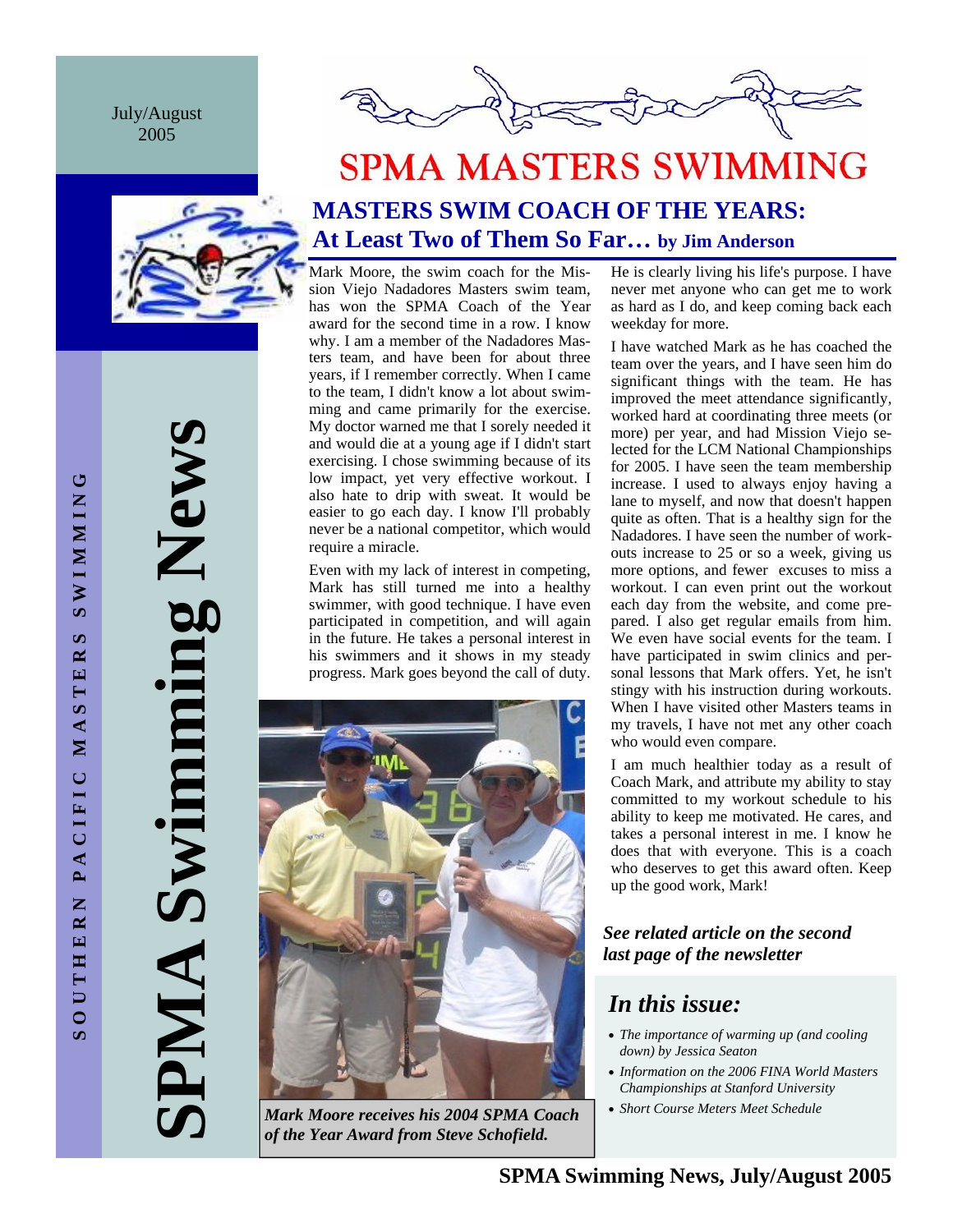July/August 2005

**SOUTHERN PACIFIC MASTERS SWIMMING**

# SPMA Swimming News

# SPMA MASTERS SWIMMING

## MASTERS SWIM COACH OF THE YEARS: At Least Two of Them So Far… by Jim Anderson

Mark Moore, the swim coach for the Mission Viejo Nadadores Masters swim team, has won the SPMA Coach of the Year award for the second time in a row. I know why. I am a member of the Nadadores Masters team, and have been for about three years, if I remember correctly. When I came to the team, I didn't know a lot about swimming and came primarily for the exercise. My doctor warned me that I sorely needed it and would die at a young age if I didn't start exercising. I chose swimming because of its low impact, yet very effective workout. I also hate to drip with sweat. It would be easier to go each day. I know I'll probably never be a national competitor, which would require a miracle.

Even with my lack of interest in competing, Mark has still turned me into a healthy swimmer, with good technique. I have even participated in competition, and will again in the future. He takes a personal interest in his swimmers and it shows in my steady progress. Mark goes beyond the call of duty.

*Mark Moore receives his 2004 SPMA Coach of the Year Award from Steve Schofield.*

He is clearly living his life's purpose. I have never met anyone who can get me to work as hard as I do, and keep coming back each weekday for more.

I have watched Mark as he has coached the team over the years, and I have seen him do significant things with the team. He has improved the meet attendance significantly, worked hard at coordinating three meets (or more) per year, and had Mission Viejo selected for the LCM National Championships for 2005. I have seen the team membership increase. I used to always enjoy having a lane to myself, and now that doesn't happen quite as often. That is a healthy sign for the Nadadores. I have seen the number of workouts increase to 25 or so a week, giving us more options, and fewer excuses to miss a workout. I can even print out the workout each day from the website, and come prepared. I also get regular emails from him. We even have social events for the team. I have participated in swim clinics and personal lessons that Mark offers. Yet, he isn't stingy with his instruction during workouts. When I have visited other Masters teams in my travels, I have not met any other coach who would even compare.

I am much healthier today as a result of Coach Mark, and attribute my ability to stay committed to my workout schedule to his ability to keep me motivated. He cares, and takes a personal interest in me. I know he does that with everyone. This is a coach who deserves to get this award often. Keep up the good work, Mark!

***See related article on the second last page of the newsletter***

### *In this issue:*

- *The importance of warming up (and cooling down) by Jessica Seaton*
- *Information on the 2006 FINA World Masters Championships at Stanford University*
- *Short Course Meters Meet Schedule*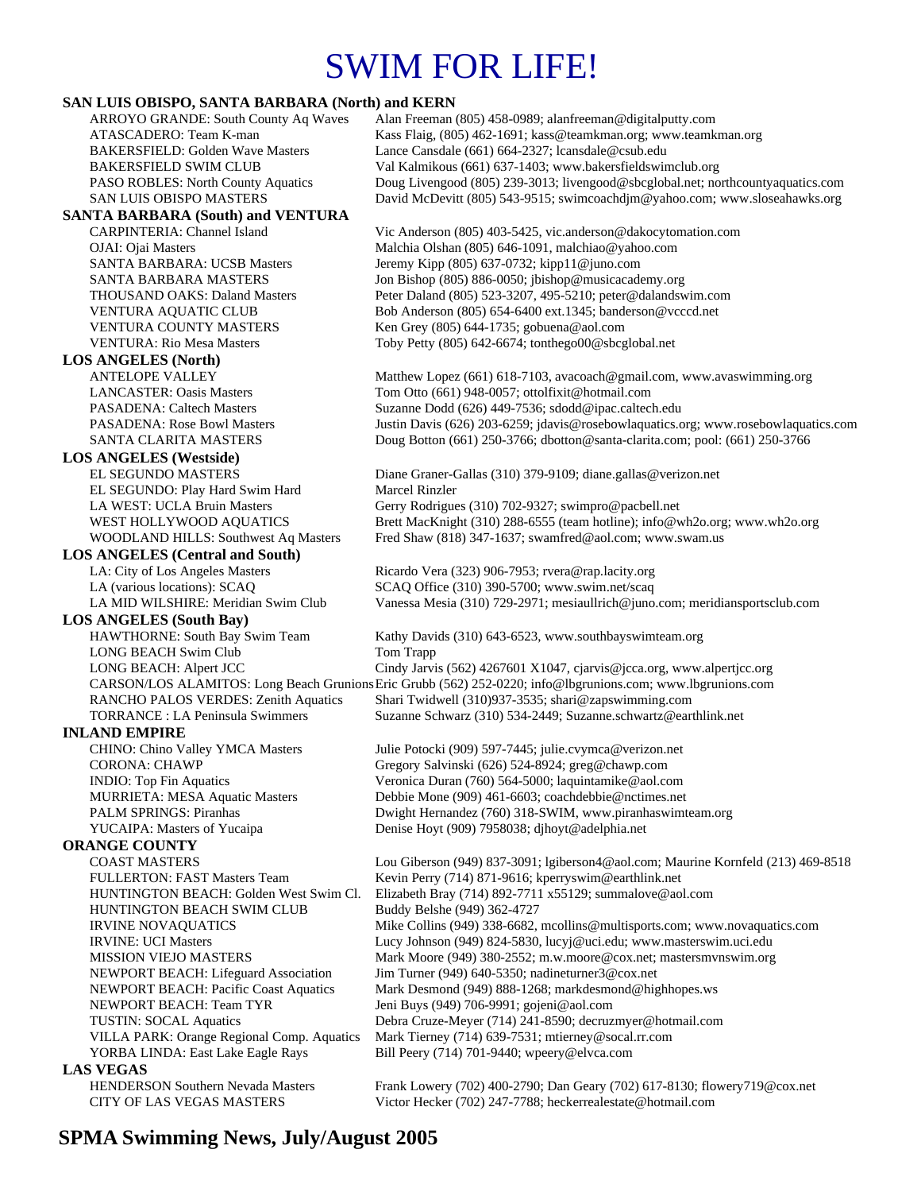# SWIM FOR LIFE!

**SAN LUIS OBISPO, SANTA BARBARA (North) and KERN**

| | |
|---|---|
| ARROYO GRANDE: South County Aq Waves | Alan Freeman (805) 458-0989; alanfreeman@digitalputty.com |
| ATASCADERO: Team K-man | Kass Flaig, (805) 462-1691; kass@teamkman.org; www.teamkman.org |
| BAKERSFIELD: Golden Wave Masters | Lance Cansdale (661) 664-2327; lcansdale@csub.edu |
| BAKERSFIELD SWIM CLUB | Val Kalmikous (661) 637-1403; www.bakersfieldswimclub.org |
| PASO ROBLES: North County Aquatics | Doug Livengood (805) 239-3013; livengood@sbcglobal.net; northcountyaquatics.com |
| SAN LUIS OBISPO MASTERS | David McDevitt (805) 543-9515; swimcoachdjm@yahoo.com; www.sloseahawks.org |

**SANTA BARBARA (South) and VENTURA**

| | |
|---|---|
| CARPINTERIA: Channel Island | Vic Anderson (805) 403-5425, vic.anderson@dakocytomation.com |
| OJAI: Ojai Masters | Malchia Olshan (805) 646-1091, malchiao@yahoo.com |
| SANTA BARBARA: UCSB Masters | Jeremy Kipp (805) 637-0732; kipp11@juno.com |
| SANTA BARBARA MASTERS | Jon Bishop (805) 886-0050; jbishop@musicacademy.org |
| THOUSAND OAKS: Daland Masters | Peter Daland (805) 523-3207, 495-5210; peter@dalandswim.com |
| VENTURA AQUATIC CLUB | Bob Anderson (805) 654-6400 ext.1345; banderson@vcccd.net |
| VENTURA COUNTY MASTERS | Ken Grey (805) 644-1735; gobuena@aol.com |
| VENTURA: Rio Mesa Masters | Toby Petty (805) 642-6674; tonthego00@sbcglobal.net |

**LOS ANGELES (North)**

| | |
|---|---|
| ANTELOPE VALLEY | Matthew Lopez (661) 618-7103, avacoach@gmail.com, www.avaswimming.org |
| LANCASTER: Oasis Masters | Tom Otto (661) 948-0057; ottolfixit@hotmail.com |
| PASADENA: Caltech Masters | Suzanne Dodd (626) 449-7536; sdodd@ipac.caltech.edu |
| PASADENA: Rose Bowl Masters | Justin Davis (626) 203-6259; jdavis@rosebowlaquatics.org; www.rosebowlaquatics.com |
| SANTA CLARITA MASTERS | Doug Botton (661) 250-3766; dbotton@santa-clarita.com; pool: (661) 250-3766 |

**LOS ANGELES (Westside)**

| | |
|---|---|
| EL SEGUNDO MASTERS | Diane Graner-Gallas (310) 379-9109; diane.gallas@verizon.net |
| EL SEGUNDO: Play Hard Swim Hard | Marcel Rinzler |
| LA WEST: UCLA Bruin Masters | Gerry Rodrigues (310) 702-9327; swimpro@pacbell.net |
| WEST HOLLYWOOD AQUATICS | Brett MacKnight (310) 288-6555 (team hotline); info@wh2o.org; www.wh2o.org |
| WOODLAND HILLS: Southwest Aq Masters | Fred Shaw (818) 347-1637; swamfred@aol.com; www.swam.us |

**LOS ANGELES (Central and South)**

| | |
|---|---|
| LA: City of Los Angeles Masters | Ricardo Vera (323) 906-7953; rvera@rap.lacity.org |
| LA (various locations): SCAQ | SCAQ Office (310) 390-5700; www.swim.net/scaq |
| LA MID WILSHIRE: Meridian Swim Club | Vanessa Mesia (310) 729-2971; mesiaullrich@juno.com; meridiansportsclub.com |

**LOS ANGELES (South Bay)**

| | |
|---|---|
| HAWTHORNE: South Bay Swim Team | Kathy Davids (310) 643-6523, www.southbayswimteam.org |
| LONG BEACH Swim Club | Tom Trapp |
| LONG BEACH: Alpert JCC | Cindy Jarvis (562) 4267601 X1047, cjarvis@jcca.org, www.alpertjcc.org |
| CARSON/LOS ALAMITOS: Long Beach Grunions | Eric Grubb (562) 252-0220; info@lbgrunions.com; www.lbgrunions.com |
| RANCHO PALOS VERDES: Zenith Aquatics | Shari Twidwell (310)937-3535; shari@zapswimming.com |
| TORRANCE : LA Peninsula Swimmers | Suzanne Schwarz (310) 534-2449; Suzanne.schwartz@earthlink.net |

**INLAND EMPIRE**

| | |
|---|---|
| CHINO: Chino Valley YMCA Masters | Julie Potocki (909) 597-7445; julie.cvymca@verizon.net |
| CORONA: CHAWP | Gregory Salvinski (626) 524-8924; greg@chawp.com |
| INDIO: Top Fin Aquatics | Veronica Duran (760) 564-5000; laquintamike@aol.com |
| MURRIETA: MESA Aquatic Masters | Debbie Mone (909) 461-6603; coachdebbie@nctimes.net |
| PALM SPRINGS: Piranhas | Dwight Hernandez (760) 318-SWIM, www.piranhaswimteam.org |
| YUCAIPA: Masters of Yucaipa | Denise Hoyt (909) 7958038; djhoyt@adelphia.net |

**ORANGE COUNTY**

| | |
|---|---|
| COAST MASTERS | Lou Giberson (949) 837-3091; lgiberson4@aol.com; Maurine Kornfeld (213) 469-8518 |
| FULLERTON: FAST Masters Team | Kevin Perry (714) 871-9616; kperryswim@earthlink.net |
| HUNTINGTON BEACH: Golden West Swim Cl. | Elizabeth Bray (714) 892-7711 x55129; summalove@aol.com |
| HUNTINGTON BEACH SWIM CLUB | Buddy Belshe (949) 362-4727 |
| IRVINE NOVAQUATICS | Mike Collins (949) 338-6682, mcollins@multisports.com; www.novaquatics.com |
| IRVINE: UCI Masters | Lucy Johnson (949) 824-5830, lucyj@uci.edu; www.masterswim.uci.edu |
| MISSION VIEJO MASTERS | Mark Moore (949) 380-2552; m.w.moore@cox.net; mastersmvnswim.org |
| NEWPORT BEACH: Lifeguard Association | Jim Turner (949) 640-5350; nadineturner3@cox.net |
| NEWPORT BEACH: Pacific Coast Aquatics | Mark Desmond (949) 888-1268; markdesmond@highhopes.ws |
| NEWPORT BEACH: Team TYR | Jeni Buys (949) 706-9991; gojeni@aol.com |
| TUSTIN: SOCAL Aquatics | Debra Cruze-Meyer (714) 241-8590; decruzmyer@hotmail.com |
| VILLA PARK: Orange Regional Comp. Aquatics | Mark Tierney (714) 639-7531; mtierney@socal.rr.com |
| YORBA LINDA: East Lake Eagle Rays | Bill Peery (714) 701-9440; wpeery@elvca.com |

**LAS VEGAS**

| | |
|---|---|
| HENDERSON Southern Nevada Masters | Frank Lowery (702) 400-2790; Dan Geary (702) 617-8130; flowery719@cox.net |
| CITY OF LAS VEGAS MASTERS | Victor Hecker (702) 247-7788; heckerrealestate@hotmail.com |

**SPMA Swimming News, July/August 2005**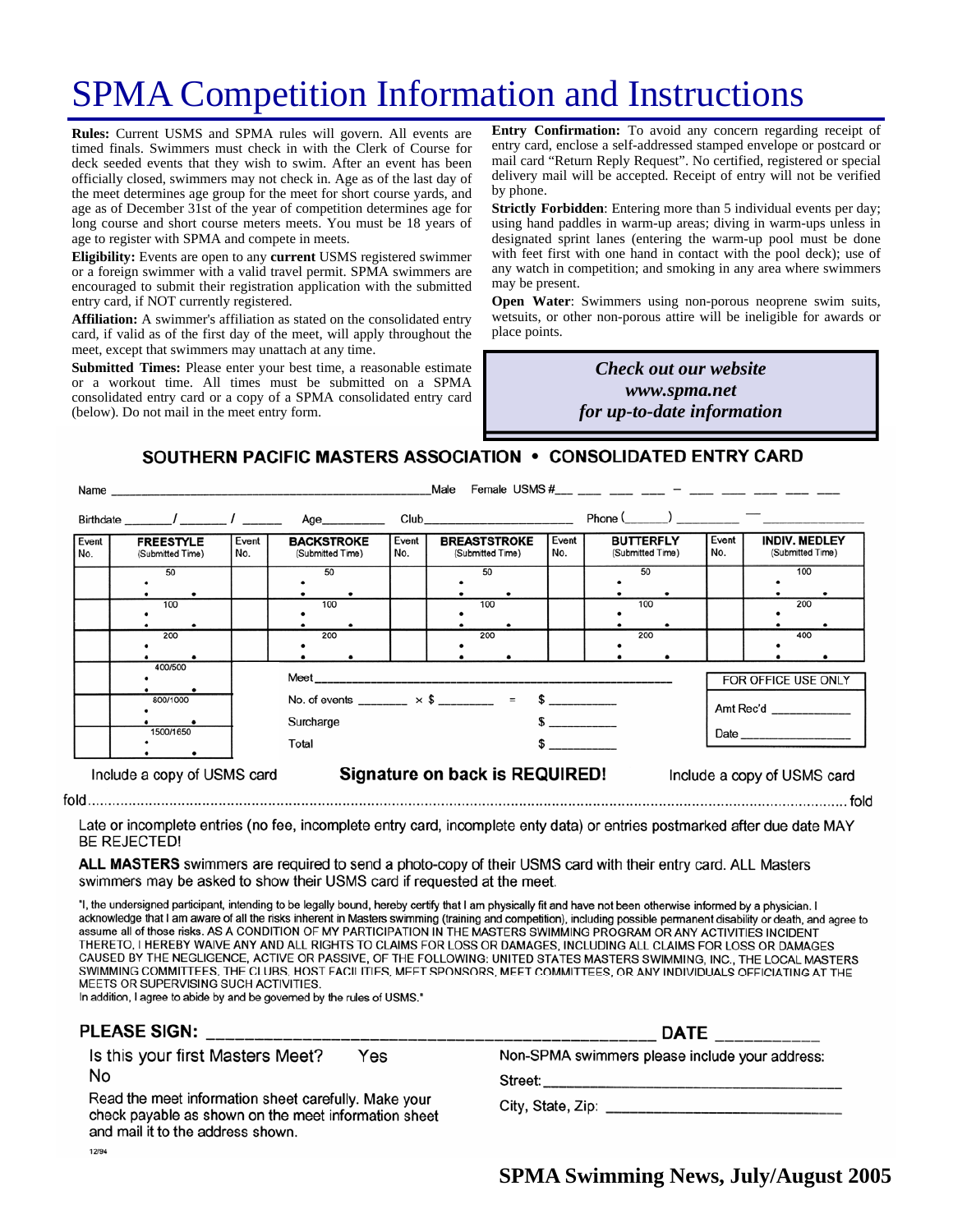# SPMA Competition Information and Instructions

**Rules:** Current USMS and SPMA rules will govern. All events are timed finals. Swimmers must check in with the Clerk of Course for deck seeded events that they wish to swim. After an event has been officially closed, swimmers may not check in. Age as of the last day of the meet determines age group for the meet for short course yards, and age as of December 31st of the year of competition determines age for long course and short course meters meets. You must be 18 years of age to register with SPMA and compete in meets.

**Eligibility:** Events are open to any **current** USMS registered swimmer or a foreign swimmer with a valid travel permit. SPMA swimmers are encouraged to submit their registration application with the submitted entry card, if NOT currently registered.

**Affiliation:** A swimmer's affiliation as stated on the consolidated entry card, if valid as of the first day of the meet, will apply throughout the meet, except that swimmers may unattach at any time.

**Submitted Times:** Please enter your best time, a reasonable estimate or a workout time. All times must be submitted on a SPMA consolidated entry card or a copy of a SPMA consolidated entry card (below). Do not mail in the meet entry form.

**Entry Confirmation:** To avoid any concern regarding receipt of entry card, enclose a self-addressed stamped envelope or postcard or mail card "Return Reply Request". No certified, registered or special delivery mail will be accepted. Receipt of entry will not be verified by phone.

**Strictly Forbidden**: Entering more than 5 individual events per day; using hand paddles in warm-up areas; diving in warm-ups unless in designated sprint lanes (entering the warm-up pool must be done with feet first with one hand in contact with the pool deck); use of any watch in competition; and smoking in any area where swimmers may be present.

**Open Water**: Swimmers using non-porous neoprene swim suits, wetsuits, or other non-porous attire will be ineligible for awards or place points.

*Check out our website*
*www.spma.net*
*for up-to-date information*

## SOUTHERN PACIFIC MASTERS ASSOCIATION • CONSOLIDATED ENTRY CARD

Name ____________________ Male Female USMS #___ ___ ___ ___ – ___ ___ ___ ___ ___

Birthdate ______/ ______/ ______ Age________ Club____________________ Phone (______) ________ — ____________

| Event No. | FREESTYLE (Submitted Time) | Event No. | BACKSTROKE (Submitted Time) | Event No. | BREASTSTROKE (Submitted Time) | Event No. | BUTTERFLY (Submitted Time) | Event No. | INDIV. MEDLEY (Submitted Time) |
|---|---|---|---|---|---|---|---|---|---|
| | 50 | | 50 | | 50 | | 50 | | 100 |
| | 100 | | 100 | | 100 | | 100 | | 200 |
| | 200 | | 200 | | 200 | | 200 | | 400 |
| | 400/500 | | | | | | | | |
| | 800/1000 | | | | | | | | |
| | 1500/1650 | | | | | | | | |

Meet ________________________________

No. of events ______ × $ ______ = $ ________

Surcharge $ ________

Total $ ________

FOR OFFICE USE ONLY

Amt Rec'd __________

Date __________

Include a copy of USMS card **Signature on back is REQUIRED!** Include a copy of USMS card

fold ........................................................................................ fold

Late or incomplete entries (no fee, incomplete entry card, incomplete enty data) or entries postmarked after due date MAY BE REJECTED!

**ALL MASTERS** swimmers are required to send a photo-copy of their USMS card with their entry card. ALL Masters swimmers may be asked to show their USMS card if requested at the meet.

"I, the undersigned participant, intending to be legally bound, hereby certify that I am physically fit and have not been otherwise informed by a physician. I acknowledge that I am aware of all the risks inherent in Masters swimming (training and competition), including possible permanent disability or death, and agree to assume all of those risks. AS A CONDITION OF MY PARTICIPATION IN THE MASTERS SWIMMING PROGRAM OR ANY ACTIVITIES INCIDENT THERETO, I HEREBY WAIVE ANY AND ALL RIGHTS TO CLAIMS FOR LOSS OR DAMAGES, INCLUDING ALL CLAIMS FOR LOSS OR DAMAGES CAUSED BY THE NEGLIGENCE, ACTIVE OR PASSIVE, OF THE FOLLOWING: UNITED STATES MASTERS SWIMMING, INC., THE LOCAL MASTERS SWIMMING COMMITTEES, THE CLUBS, HOST FACILITIES, MEET SPONSORS, MEET COMMITTEES, OR ANY INDIVIDUALS OFFICIATING AT THE MEETS OR SUPERVISING SUCH ACTIVITIES.
In addition, I agree to abide by and be governed by the rules of USMS."

**PLEASE SIGN:** ________________________________ **DATE** __________

Is this your first Masters Meet? Yes No

Read the meet information sheet carefully. Make your check payable as shown on the meet information sheet and mail it to the address shown.

Non-SPMA swimmers please include your address:

Street: ____________________________

City, State, Zip: ____________________________

12/94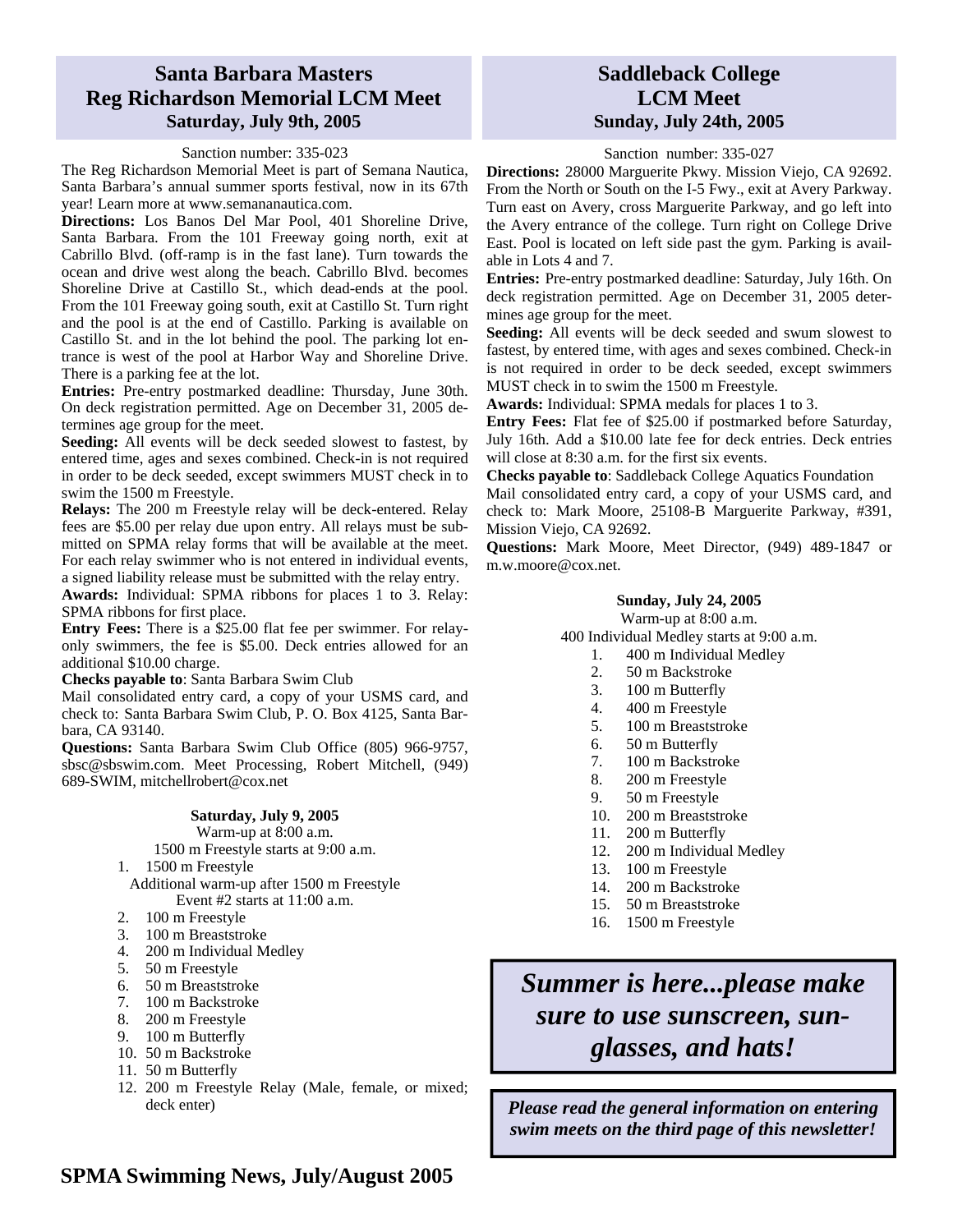## Santa Barbara Masters Reg Richardson Memorial LCM Meet

### Saturday, July 9th, 2005

Sanction number: 335-023

The Reg Richardson Memorial Meet is part of Semana Nautica, Santa Barbara's annual summer sports festival, now in its 67th year! Learn more at www.semananautica.com.

**Directions:** Los Banos Del Mar Pool, 401 Shoreline Drive, Santa Barbara. From the 101 Freeway going north, exit at Cabrillo Blvd. (off-ramp is in the fast lane). Turn towards the ocean and drive west along the beach. Cabrillo Blvd. becomes Shoreline Drive at Castillo St., which dead-ends at the pool. From the 101 Freeway going south, exit at Castillo St. Turn right and the pool is at the end of Castillo. Parking is available on Castillo St. and in the lot behind the pool. The parking lot entrance is west of the pool at Harbor Way and Shoreline Drive. There is a parking fee at the lot.

**Entries:** Pre-entry postmarked deadline: Thursday, June 30th. On deck registration permitted. Age on December 31, 2005 determines age group for the meet.

**Seeding:** All events will be deck seeded slowest to fastest, by entered time, ages and sexes combined. Check-in is not required in order to be deck seeded, except swimmers MUST check in to swim the 1500 m Freestyle.

**Relays:** The 200 m Freestyle relay will be deck-entered. Relay fees are $5.00 per relay due upon entry. All relays must be submitted on SPMA relay forms that will be available at the meet. For each relay swimmer who is not entered in individual events, a signed liability release must be submitted with the relay entry.

**Awards:** Individual: SPMA ribbons for places 1 to 3. Relay: SPMA ribbons for first place.

**Entry Fees:** There is a $25.00 flat fee per swimmer. For relay-only swimmers, the fee is $5.00. Deck entries allowed for an additional $10.00 charge.

**Checks payable to**: Santa Barbara Swim Club

Mail consolidated entry card, a copy of your USMS card, and check to: Santa Barbara Swim Club, P. O. Box 4125, Santa Barbara, CA 93140.

**Questions:** Santa Barbara Swim Club Office (805) 966-9757, sbsc@sbswim.com. Meet Processing, Robert Mitchell, (949) 689-SWIM, mitchellrobert@cox.net

**Saturday, July 9, 2005**

Warm-up at 8:00 a.m.

1500 m Freestyle starts at 9:00 a.m.

1. 1500 m Freestyle

   Additional warm-up after 1500 m Freestyle

   Event #2 starts at 11:00 a.m.

2. 100 m Freestyle
3. 100 m Breaststroke
4. 200 m Individual Medley
5. 50 m Freestyle
6. 50 m Breaststroke
7. 100 m Backstroke
8. 200 m Freestyle
9. 100 m Butterfly
10. 50 m Backstroke
11. 50 m Butterfly
12. 200 m Freestyle Relay (Male, female, or mixed; deck enter)

## Saddleback College LCM Meet

### Sunday, July 24th, 2005

Sanction number: 335-027

**Directions:** 28000 Marguerite Pkwy. Mission Viejo, CA 92692. From the North or South on the I-5 Fwy., exit at Avery Parkway. Turn east on Avery, cross Marguerite Parkway, and go left into the Avery entrance of the college. Turn right on College Drive East. Pool is located on left side past the gym. Parking is available in Lots 4 and 7.

**Entries:** Pre-entry postmarked deadline: Saturday, July 16th. On deck registration permitted. Age on December 31, 2005 determines age group for the meet.

**Seeding:** All events will be deck seeded and swum slowest to fastest, by entered time, with ages and sexes combined. Check-in is not required in order to be deck seeded, except swimmers MUST check in to swim the 1500 m Freestyle.

**Awards:** Individual: SPMA medals for places 1 to 3.

**Entry Fees:** Flat fee of $25.00 if postmarked before Saturday, July 16th. Add a $10.00 late fee for deck entries. Deck entries will close at 8:30 a.m. for the first six events.

**Checks payable to**: Saddleback College Aquatics Foundation

Mail consolidated entry card, a copy of your USMS card, and check to: Mark Moore, 25108-B Marguerite Parkway, #391, Mission Viejo, CA 92692.

**Questions:** Mark Moore, Meet Director, (949) 489-1847 or m.w.moore@cox.net.

**Sunday, July 24, 2005**

Warm-up at 8:00 a.m.

400 Individual Medley starts at 9:00 a.m.

1. 400 m Individual Medley
2. 50 m Backstroke
3. 100 m Butterfly
4. 400 m Freestyle
5. 100 m Breaststroke
6. 50 m Butterfly
7. 100 m Backstroke
8. 200 m Freestyle
9. 50 m Freestyle
10. 200 m Breaststroke
11. 200 m Butterfly
12. 200 m Individual Medley
13. 100 m Freestyle
14. 200 m Backstroke
15. 50 m Breaststroke
16. 1500 m Freestyle

***Summer is here...please make sure to use sunscreen, sunglasses, and hats!***

***Please read the general information on entering swim meets on the third page of this newsletter!***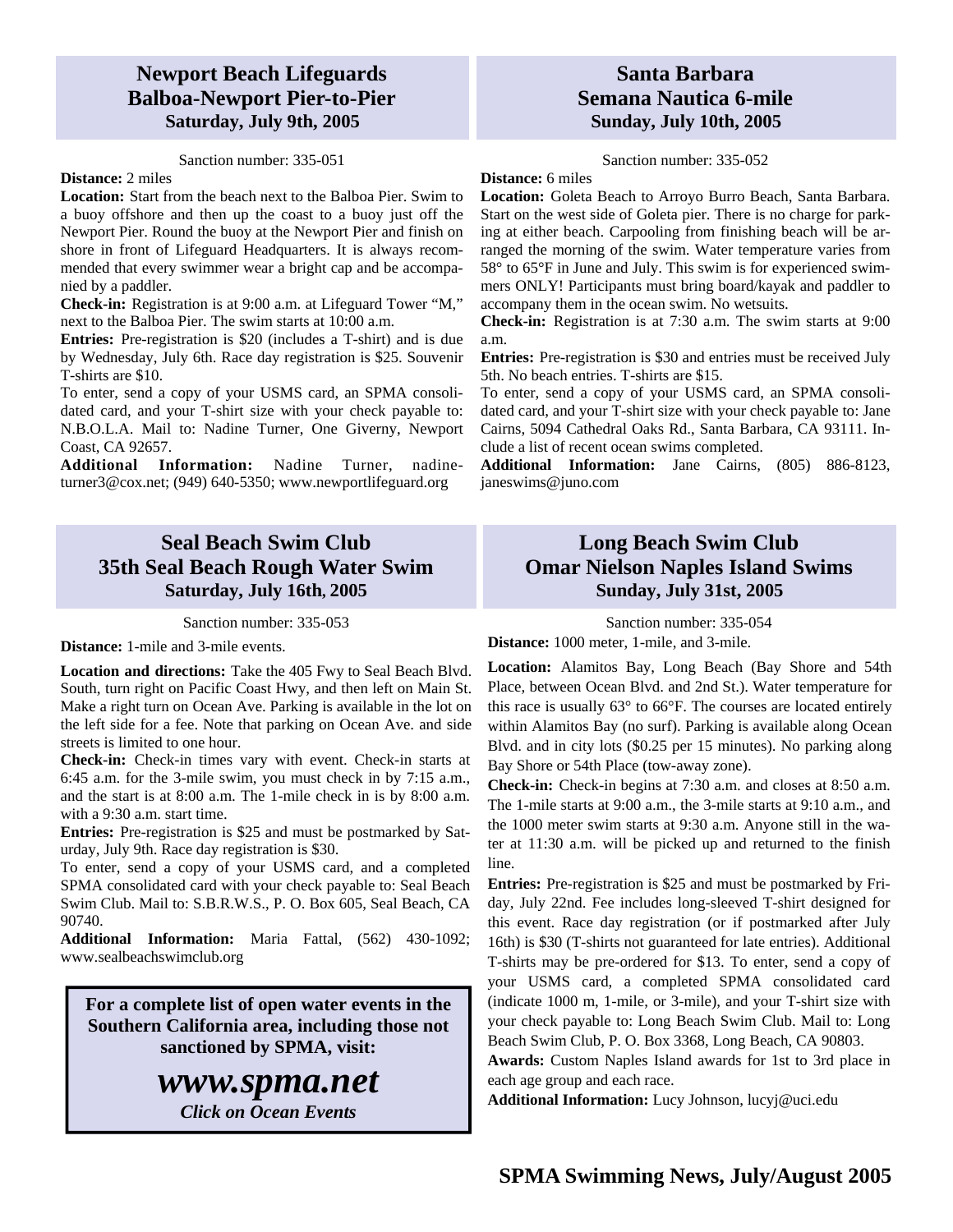## Newport Beach Lifeguards
## Balboa-Newport Pier-to-Pier
### Saturday, July 9th, 2005

Sanction number: 335-051

**Distance:** 2 miles

**Location:** Start from the beach next to the Balboa Pier. Swim to a buoy offshore and then up the coast to a buoy just off the Newport Pier. Round the buoy at the Newport Pier and finish on shore in front of Lifeguard Headquarters. It is always recommended that every swimmer wear a bright cap and be accompanied by a paddler.

**Check-in:** Registration is at 9:00 a.m. at Lifeguard Tower "M," next to the Balboa Pier. The swim starts at 10:00 a.m.

**Entries:** Pre-registration is $20 (includes a T-shirt) and is due by Wednesday, July 6th. Race day registration is $25. Souvenir T-shirts are $10.

To enter, send a copy of your USMS card, an SPMA consolidated card, and your T-shirt size with your check payable to: N.B.O.L.A. Mail to: Nadine Turner, One Giverny, Newport Coast, CA 92657.

**Additional Information:** Nadine Turner, nadineturner3@cox.net; (949) 640-5350; www.newportlifeguard.org

## Santa Barbara
## Semana Nautica 6-mile
### Sunday, July 10th, 2005

Sanction number: 335-052

**Distance:** 6 miles

**Location:** Goleta Beach to Arroyo Burro Beach, Santa Barbara. Start on the west side of Goleta pier. There is no charge for parking at either beach. Carpooling from finishing beach will be arranged the morning of the swim. Water temperature varies from 58° to 65°F in June and July. This swim is for experienced swimmers ONLY! Participants must bring board/kayak and paddler to accompany them in the ocean swim. No wetsuits.

**Check-in:** Registration is at 7:30 a.m. The swim starts at 9:00 a.m.

**Entries:** Pre-registration is $30 and entries must be received July 5th. No beach entries. T-shirts are $15.

To enter, send a copy of your USMS card, an SPMA consolidated card, and your T-shirt size with your check payable to: Jane Cairns, 5094 Cathedral Oaks Rd., Santa Barbara, CA 93111. Include a list of recent ocean swims completed.

**Additional Information:** Jane Cairns, (805) 886-8123, janeswims@juno.com

## Seal Beach Swim Club
## 35th Seal Beach Rough Water Swim
### Saturday, July 16th, 2005

Sanction number: 335-053

**Distance:** 1-mile and 3-mile events.

**Location and directions:** Take the 405 Fwy to Seal Beach Blvd. South, turn right on Pacific Coast Hwy, and then left on Main St. Make a right turn on Ocean Ave. Parking is available in the lot on the left side for a fee. Note that parking on Ocean Ave. and side streets is limited to one hour.

**Check-in:** Check-in times vary with event. Check-in starts at 6:45 a.m. for the 3-mile swim, you must check in by 7:15 a.m., and the start is at 8:00 a.m. The 1-mile check in is by 8:00 a.m. with a 9:30 a.m. start time.

**Entries:** Pre-registration is $25 and must be postmarked by Saturday, July 9th. Race day registration is $30.

To enter, send a copy of your USMS card, and a completed SPMA consolidated card with your check payable to: Seal Beach Swim Club. Mail to: S.B.R.W.S., P. O. Box 605, Seal Beach, CA 90740.

**Additional Information:** Maria Fattal, (562) 430-1092; www.sealbeachswimclub.org

**For a complete list of open water events in the Southern California area, including those not sanctioned by SPMA, visit:**

***www.spma.net***

***Click on Ocean Events***

## Long Beach Swim Club
## Omar Nielson Naples Island Swims
### Sunday, July 31st, 2005

Sanction number: 335-054

**Distance:** 1000 meter, 1-mile, and 3-mile.

**Location:** Alamitos Bay, Long Beach (Bay Shore and 54th Place, between Ocean Blvd. and 2nd St.). Water temperature for this race is usually 63° to 66°F. The courses are located entirely within Alamitos Bay (no surf). Parking is available along Ocean Blvd. and in city lots ($0.25 per 15 minutes). No parking along Bay Shore or 54th Place (tow-away zone).

**Check-in:** Check-in begins at 7:30 a.m. and closes at 8:50 a.m. The 1-mile starts at 9:00 a.m., the 3-mile starts at 9:10 a.m., and the 1000 meter swim starts at 9:30 a.m. Anyone still in the water at 11:30 a.m. will be picked up and returned to the finish line.

**Entries:** Pre-registration is $25 and must be postmarked by Friday, July 22nd. Fee includes long-sleeved T-shirt designed for this event. Race day registration (or if postmarked after July 16th) is $30 (T-shirts not guaranteed for late entries). Additional T-shirts may be pre-ordered for $13. To enter, send a copy of your USMS card, a completed SPMA consolidated card (indicate 1000 m, 1-mile, or 3-mile), and your T-shirt size with your check payable to: Long Beach Swim Club. Mail to: Long Beach Swim Club, P. O. Box 3368, Long Beach, CA 90803.

**Awards:** Custom Naples Island awards for 1st to 3rd place in each age group and each race.

**Additional Information:** Lucy Johnson, lucyj@uci.edu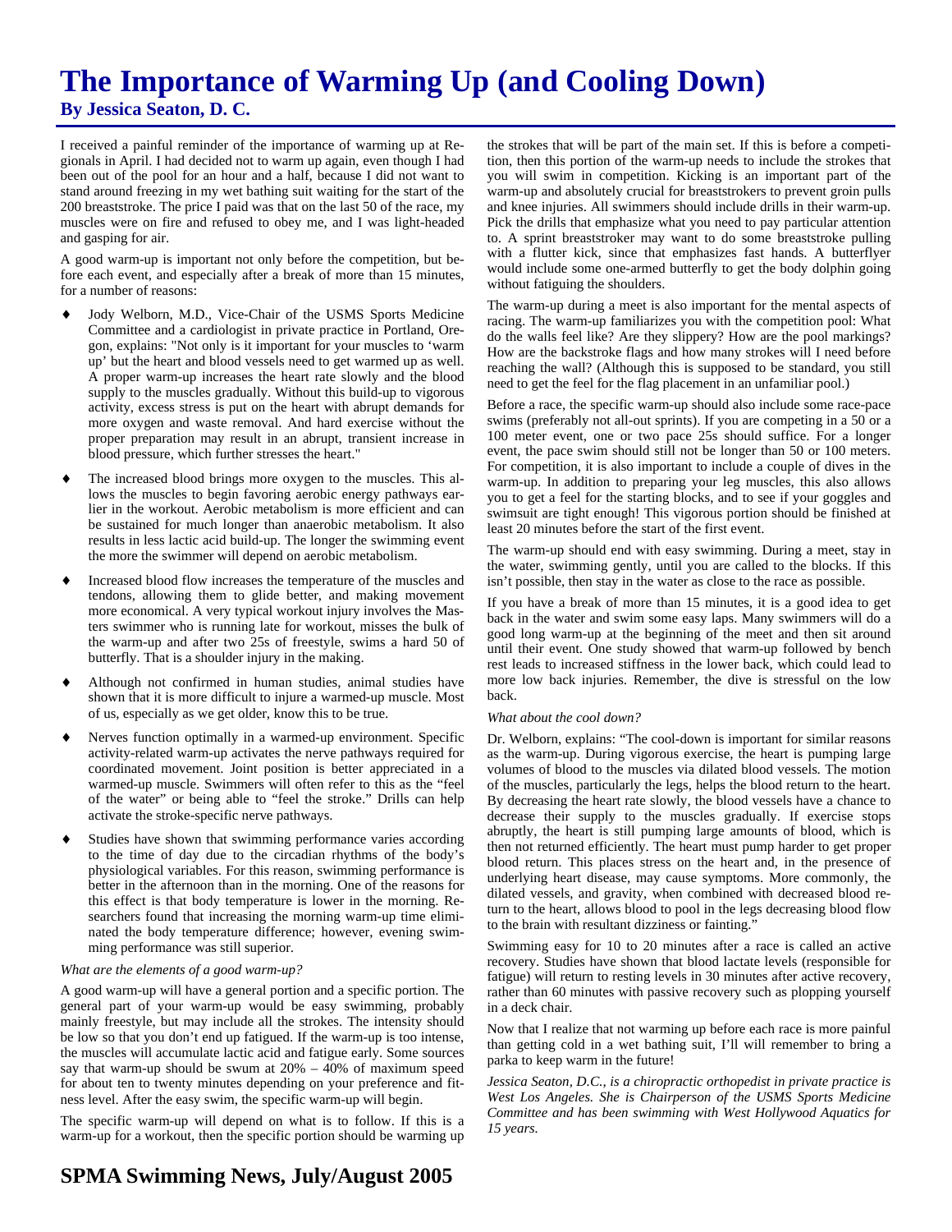# The Importance of Warming Up (and Cooling Down)

**By Jessica Seaton, D. C.**

I received a painful reminder of the importance of warming up at Regionals in April. I had decided not to warm up again, even though I had been out of the pool for an hour and a half, because I did not want to stand around freezing in my wet bathing suit waiting for the start of the 200 breaststroke. The price I paid was that on the last 50 of the race, my muscles were on fire and refused to obey me, and I was light-headed and gasping for air.

A good warm-up is important not only before the competition, but before each event, and especially after a break of more than 15 minutes, for a number of reasons:

- Jody Welborn, M.D., Vice-Chair of the USMS Sports Medicine Committee and a cardiologist in private practice in Portland, Oregon, explains: "Not only is it important for your muscles to 'warm up' but the heart and blood vessels need to get warmed up as well. A proper warm-up increases the heart rate slowly and the blood supply to the muscles gradually. Without this build-up to vigorous activity, excess stress is put on the heart with abrupt demands for more oxygen and waste removal. And hard exercise without the proper preparation may result in an abrupt, transient increase in blood pressure, which further stresses the heart."
- The increased blood brings more oxygen to the muscles. This allows the muscles to begin favoring aerobic energy pathways earlier in the workout. Aerobic metabolism is more efficient and can be sustained for much longer than anaerobic metabolism. It also results in less lactic acid build-up. The longer the swimming event the more the swimmer will depend on aerobic metabolism.
- Increased blood flow increases the temperature of the muscles and tendons, allowing them to glide better, and making movement more economical. A very typical workout injury involves the Masters swimmer who is running late for workout, misses the bulk of the warm-up and after two 25s of freestyle, swims a hard 50 of butterfly. That is a shoulder injury in the making.
- Although not confirmed in human studies, animal studies have shown that it is more difficult to injure a warmed-up muscle. Most of us, especially as we get older, know this to be true.
- Nerves function optimally in a warmed-up environment. Specific activity-related warm-up activates the nerve pathways required for coordinated movement. Joint position is better appreciated in a warmed-up muscle. Swimmers will often refer to this as the "feel of the water" or being able to "feel the stroke." Drills can help activate the stroke-specific nerve pathways.
- Studies have shown that swimming performance varies according to the time of day due to the circadian rhythms of the body's physiological variables. For this reason, swimming performance is better in the afternoon than in the morning. One of the reasons for this effect is that body temperature is lower in the morning. Researchers found that increasing the morning warm-up time eliminated the body temperature difference; however, evening swimming performance was still superior.

*What are the elements of a good warm-up?*

A good warm-up will have a general portion and a specific portion. The general part of your warm-up would be easy swimming, probably mainly freestyle, but may include all the strokes. The intensity should be low so that you don't end up fatigued. If the warm-up is too intense, the muscles will accumulate lactic acid and fatigue early. Some sources say that warm-up should be swum at 20% – 40% of maximum speed for about ten to twenty minutes depending on your preference and fitness level. After the easy swim, the specific warm-up will begin.

The specific warm-up will depend on what is to follow. If this is a warm-up for a workout, then the specific portion should be warming up the strokes that will be part of the main set. If this is before a competition, then this portion of the warm-up needs to include the strokes that you will swim in competition. Kicking is an important part of the warm-up and absolutely crucial for breaststrokers to prevent groin pulls and knee injuries. All swimmers should include drills in their warm-up. Pick the drills that emphasize what you need to pay particular attention to. A sprint breaststroker may want to do some breaststroke pulling with a flutter kick, since that emphasizes fast hands. A butterflyer would include some one-armed butterfly to get the body dolphin going without fatiguing the shoulders.

The warm-up during a meet is also important for the mental aspects of racing. The warm-up familiarizes you with the competition pool: What do the walls feel like? Are they slippery? How are the pool markings? How are the backstroke flags and how many strokes will I need before reaching the wall? (Although this is supposed to be standard, you still need to get the feel for the flag placement in an unfamiliar pool.)

Before a race, the specific warm-up should also include some race-pace swims (preferably not all-out sprints). If you are competing in a 50 or a 100 meter event, one or two pace 25s should suffice. For a longer event, the pace swim should still not be longer than 50 or 100 meters. For competition, it is also important to include a couple of dives in the warm-up. In addition to preparing your leg muscles, this also allows you to get a feel for the starting blocks, and to see if your goggles and swimsuit are tight enough! This vigorous portion should be finished at least 20 minutes before the start of the first event.

The warm-up should end with easy swimming. During a meet, stay in the water, swimming gently, until you are called to the blocks. If this isn't possible, then stay in the water as close to the race as possible.

If you have a break of more than 15 minutes, it is a good idea to get back in the water and swim some easy laps. Many swimmers will do a good long warm-up at the beginning of the meet and then sit around until their event. One study showed that warm-up followed by bench rest leads to increased stiffness in the lower back, which could lead to more low back injuries. Remember, the dive is stressful on the low back.

*What about the cool down?*

Dr. Welborn, explains: "The cool-down is important for similar reasons as the warm-up. During vigorous exercise, the heart is pumping large volumes of blood to the muscles via dilated blood vessels. The motion of the muscles, particularly the legs, helps the blood return to the heart. By decreasing the heart rate slowly, the blood vessels have a chance to decrease their supply to the muscles gradually. If exercise stops abruptly, the heart is still pumping large amounts of blood, which is then not returned efficiently. The heart must pump harder to get proper blood return. This places stress on the heart and, in the presence of underlying heart disease, may cause symptoms. More commonly, the dilated vessels, and gravity, when combined with decreased blood return to the heart, allows blood to pool in the legs decreasing blood flow to the brain with resultant dizziness or fainting."

Swimming easy for 10 to 20 minutes after a race is called an active recovery. Studies have shown that blood lactate levels (responsible for fatigue) will return to resting levels in 30 minutes after active recovery, rather than 60 minutes with passive recovery such as plopping yourself in a deck chair.

Now that I realize that not warming up before each race is more painful than getting cold in a wet bathing suit, I'll will remember to bring a parka to keep warm in the future!

*Jessica Seaton, D.C., is a chiropractic orthopedist in private practice is West Los Angeles. She is Chairperson of the USMS Sports Medicine Committee and has been swimming with West Hollywood Aquatics for 15 years.*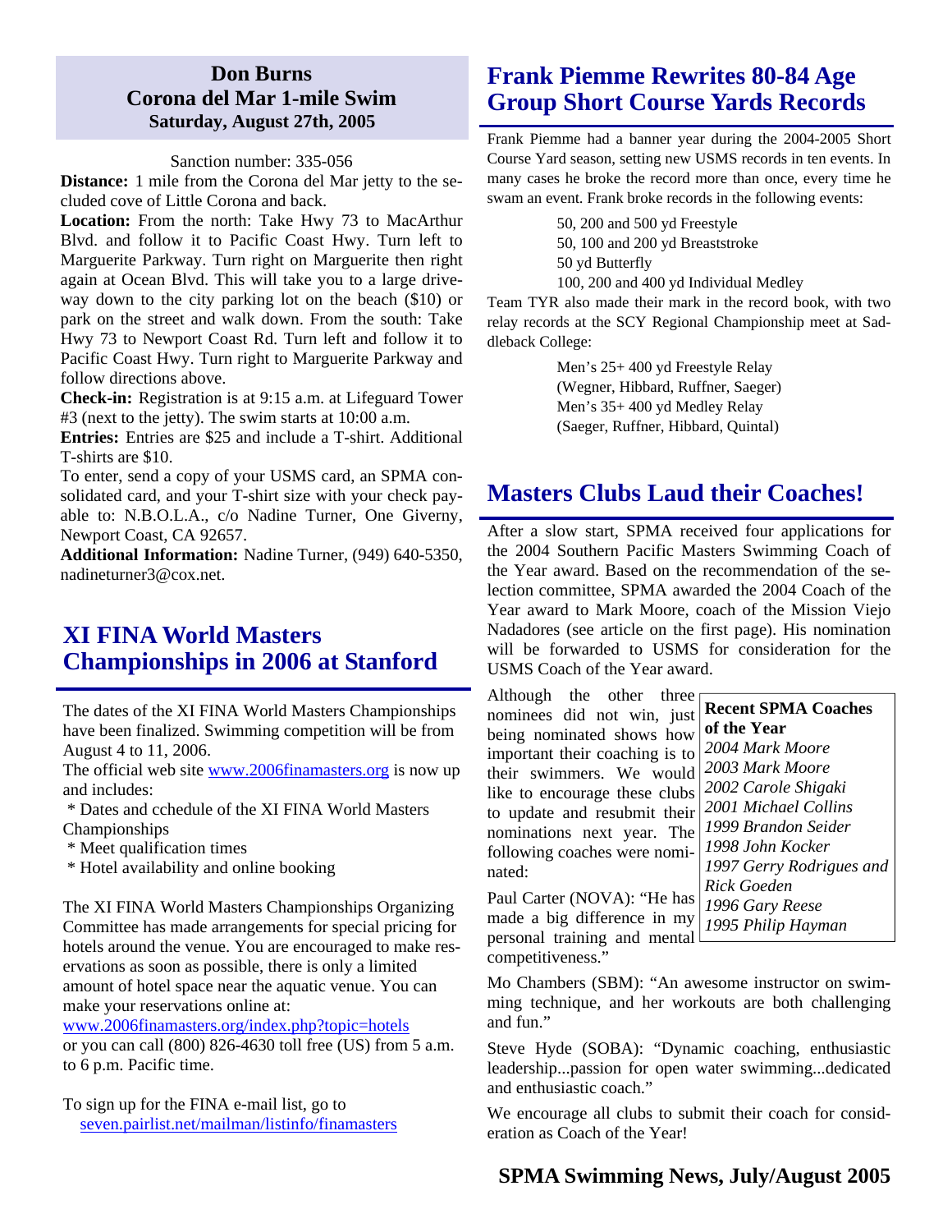## Don Burns Corona del Mar 1-mile Swim
### Saturday, August 27th, 2005

Sanction number: 335-056

**Distance:** 1 mile from the Corona del Mar jetty to the secluded cove of Little Corona and back.

**Location:** From the north: Take Hwy 73 to MacArthur Blvd. and follow it to Pacific Coast Hwy. Turn left to Marguerite Parkway. Turn right on Marguerite then right again at Ocean Blvd. This will take you to a large driveway down to the city parking lot on the beach ($10) or park on the street and walk down. From the south: Take Hwy 73 to Newport Coast Rd. Turn left and follow it to Pacific Coast Hwy. Turn right to Marguerite Parkway and follow directions above.

**Check-in:** Registration is at 9:15 a.m. at Lifeguard Tower #3 (next to the jetty). The swim starts at 10:00 a.m.

**Entries:** Entries are $25 and include a T-shirt. Additional T-shirts are $10.

To enter, send a copy of your USMS card, an SPMA consolidated card, and your T-shirt size with your check payable to: N.B.O.L.A., c/o Nadine Turner, One Giverny, Newport Coast, CA 92657.

**Additional Information:** Nadine Turner, (949) 640-5350, nadineturner3@cox.net.

## XI FINA World Masters Championships in 2006 at Stanford

The dates of the XI FINA World Masters Championships have been finalized. Swimming competition will be from August 4 to 11, 2006.

The official web site www.2006finamasters.org is now up and includes:

* Dates and cchedule of the XI FINA World Masters Championships
* Meet qualification times
* Hotel availability and online booking

The XI FINA World Masters Championships Organizing Committee has made arrangements for special pricing for hotels around the venue. You are encouraged to make reservations as soon as possible, there is only a limited amount of hotel space near the aquatic venue. You can make your reservations online at:
www.2006finamasters.org/index.php?topic=hotels
or you can call (800) 826-4630 toll free (US) from 5 a.m. to 6 p.m. Pacific time.

To sign up for the FINA e-mail list, go to
seven.pairlist.net/mailman/listinfo/finamasters

## Frank Piemme Rewrites 80-84 Age Group Short Course Yards Records

Frank Piemme had a banner year during the 2004-2005 Short Course Yard season, setting new USMS records in ten events. In many cases he broke the record more than once, every time he swam an event. Frank broke records in the following events:

50, 200 and 500 yd Freestyle
50, 100 and 200 yd Breaststroke
50 yd Butterfly
100, 200 and 400 yd Individual Medley

Team TYR also made their mark in the record book, with two relay records at the SCY Regional Championship meet at Saddleback College:

Men's 25+ 400 yd Freestyle Relay
(Wegner, Hibbard, Ruffner, Saeger)
Men's 35+ 400 yd Medley Relay
(Saeger, Ruffner, Hibbard, Quintal)

## Masters Clubs Laud their Coaches!

After a slow start, SPMA received four applications for the 2004 Southern Pacific Masters Swimming Coach of the Year award. Based on the recommendation of the selection committee, SPMA awarded the 2004 Coach of the Year award to Mark Moore, coach of the Mission Viejo Nadadores (see article on the first page). His nomination will be forwarded to USMS for consideration for the USMS Coach of the Year award.

Although the other three nominees did not win, just being nominated shows how important their coaching is to their swimmers. We would like to encourage these clubs to update and resubmit their nominations next year. The following coaches were nominated:

Paul Carter (NOVA): "He has made a big difference in my personal training and mental competitiveness."

Mo Chambers (SBM): "An awesome instructor on swimming technique, and her workouts are both challenging and fun."

Steve Hyde (SOBA): "Dynamic coaching, enthusiastic leadership...passion for open water swimming...dedicated and enthusiastic coach."

We encourage all clubs to submit their coach for consideration as Coach of the Year!

**Recent SPMA Coaches of the Year**
*2004 Mark Moore*
*2003 Mark Moore*
*2002 Carole Shigaki*
*2001 Michael Collins*
*1999 Brandon Seider*
*1998 John Kocker*
*1997 Gerry Rodrigues and Rick Goeden*
*1996 Gary Reese*
*1995 Philip Hayman*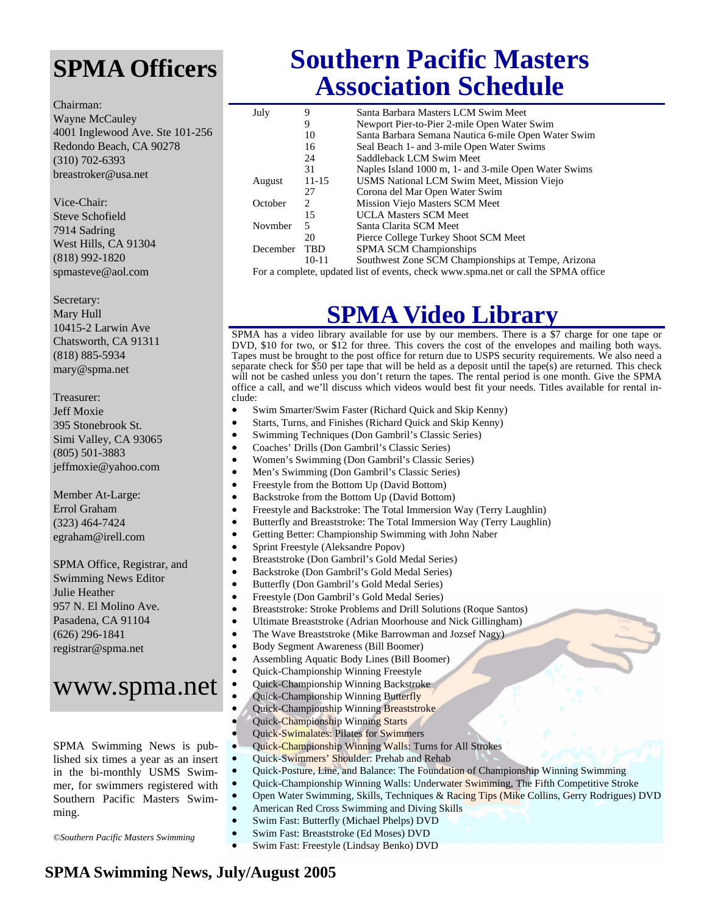# SPMA Officers

Chairman:
Wayne McCauley
4001 Inglewood Ave. Ste 101-256
Redondo Beach, CA 90278
(310) 702-6393
breastroker@usa.net

Vice-Chair:
Steve Schofield
7914 Sadring
West Hills, CA 91304
(818) 992-1820
spmasteve@aol.com

Secretary:
Mary Hull
10415-2 Larwin Ave
Chatsworth, CA 91311
(818) 885-5934
mary@spma.net

Treasurer:
Jeff Moxie
395 Stonebrook St.
Simi Valley, CA 93065
(805) 501-3883
jeffmoxie@yahoo.com

Member At-Large:
Errol Graham
(323) 464-7424
egraham@irell.com

SPMA Office, Registrar, and Swimming News Editor
Julie Heather
957 N. El Molino Ave.
Pasadena, CA 91104
(626) 296-1841
registrar@spma.net

www.spma.net

SPMA Swimming News is published six times a year as an insert in the bi-monthly USMS Swimmer, for swimmers registered with Southern Pacific Masters Swimming.

*©Southern Pacific Masters Swimming*

# Southern Pacific Masters Association Schedule

| | | |
|---|---|---|
| July | 9 | Santa Barbara Masters LCM Swim Meet |
| | 9 | Newport Pier-to-Pier 2-mile Open Water Swim |
| | 10 | Santa Barbara Semana Nautica 6-mile Open Water Swim |
| | 16 | Seal Beach 1- and 3-mile Open Water Swims |
| | 24 | Saddleback LCM Swim Meet |
| | 31 | Naples Island 1000 m, 1- and 3-mile Open Water Swims |
| August | 11-15 | USMS National LCM Swim Meet, Mission Viejo |
| | 27 | Corona del Mar Open Water Swim |
| October | 2 | Mission Viejo Masters SCM Meet |
| | 15 | UCLA Masters SCM Meet |
| Novmber | 5 | Santa Clarita SCM Meet |
| | 20 | Pierce College Turkey Shoot SCM Meet |
| December | TBD | SPMA SCM Championships |
| | 10-11 | Southwest Zone SCM Championships at Tempe, Arizona |

For a complete, updated list of events, check www.spma.net or call the SPMA office

# SPMA Video Library

SPMA has a video library available for use by our members. There is a $7 charge for one tape or DVD, $10 for two, or $12 for three. This covers the cost of the envelopes and mailing both ways. Tapes must be brought to the post office for return due to USPS security requirements. We also need a separate check for $50 per tape that will be held as a deposit until the tape(s) are returned. This check will not be cashed unless you don't return the tapes. The rental period is one month. Give the SPMA office a call, and we'll discuss which videos would best fit your needs. Titles available for rental include:

- Swim Smarter/Swim Faster (Richard Quick and Skip Kenny)
- Starts, Turns, and Finishes (Richard Quick and Skip Kenny)
- Swimming Techniques (Don Gambril's Classic Series)
- Coaches' Drills (Don Gambril's Classic Series)
- Women's Swimming (Don Gambril's Classic Series)
- Men's Swimming (Don Gambril's Classic Series)
- Freestyle from the Bottom Up (David Bottom)
- Backstroke from the Bottom Up (David Bottom)
- Freestyle and Backstroke: The Total Immersion Way (Terry Laughlin)
- Butterfly and Breaststroke: The Total Immersion Way (Terry Laughlin)
- Getting Better: Championship Swimming with John Naber
- Sprint Freestyle (Aleksandre Popov)
- Breaststroke (Don Gambril's Gold Medal Series)
- Backstroke (Don Gambril's Gold Medal Series)
- Butterfly (Don Gambril's Gold Medal Series)
- Freestyle (Don Gambril's Gold Medal Series)
- Breaststroke: Stroke Problems and Drill Solutions (Roque Santos)
- Ultimate Breaststroke (Adrian Moorhouse and Nick Gillingham)
- The Wave Breaststroke (Mike Barrowman and Jozsef Nagy)
- Body Segment Awareness (Bill Boomer)
- Assembling Aquatic Body Lines (Bill Boomer)
- Quick-Championship Winning Freestyle
- Quick-Championship Winning Backstroke
- Quick-Championship Winning Butterfly
- Quick-Championship Winning Breaststroke
- Quick-Championship Winning Starts
- Quick-Swimalates: Pilates for Swimmers
- Quick-Championship Winning Walls: Turns for All Strokes
- Quick-Swimmers' Shoulder: Prehab and Rehab
- Quick-Posture, Line, and Balance: The Foundation of Championship Winning Swimming
- Quick-Championship Winning Walls: Underwater Swimming, The Fifth Competitive Stroke
- Open Water Swimming, Skills, Techniques & Racing Tips (Mike Collins, Gerry Rodrigues) DVD
- American Red Cross Swimming and Diving Skills
- Swim Fast: Butterfly (Michael Phelps) DVD
- Swim Fast: Breaststroke (Ed Moses) DVD
- Swim Fast: Freestyle (Lindsay Benko) DVD